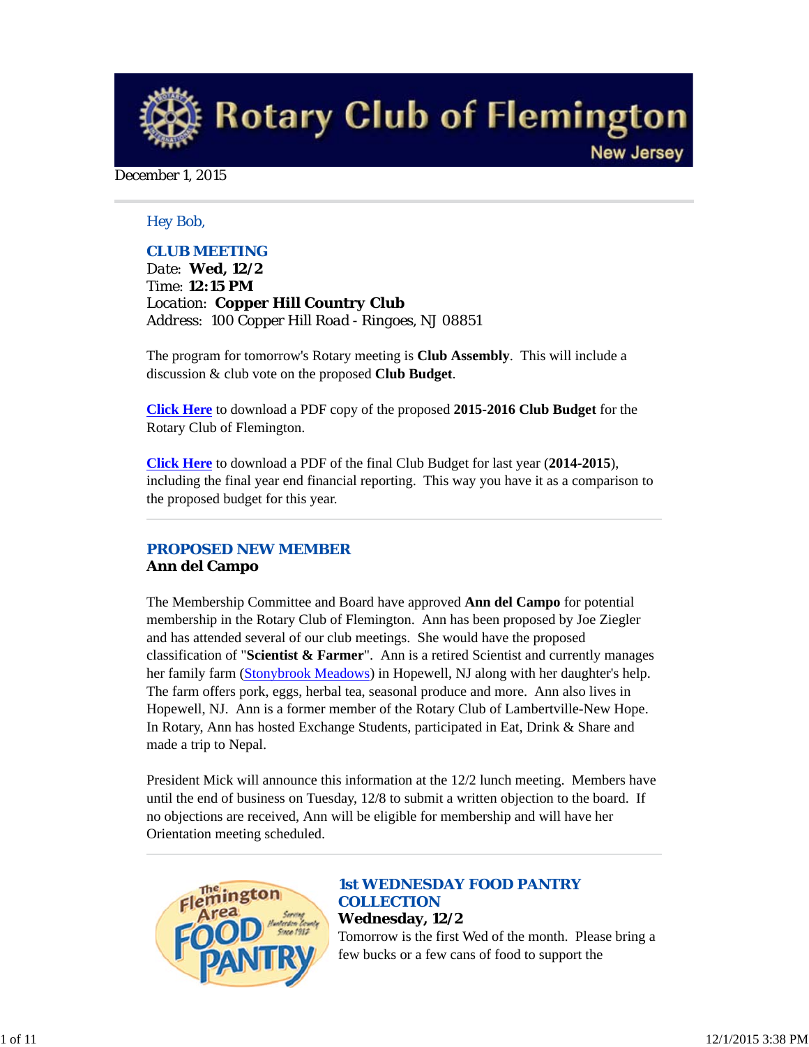# Rotary Club of Flemington

New Jersey

December 1, 2015

Hey Bob,

### CLUB MEETING

Date: **Wed, 12/2**
Time: **12:15 PM**
Location: **Copper Hill Country Club**
Address: 100 Copper Hill Road - Ringoes, NJ 08851

The program for tomorrow's Rotary meeting is **Club Assembly**. This will include a discussion & club vote on the proposed **Club Budget**.

**Click Here** to download a PDF copy of the proposed **2015-2016 Club Budget** for the Rotary Club of Flemington.

**Click Here** to download a PDF of the final Club Budget for last year (**2014-2015**), including the final year end financial reporting. This way you have it as a comparison to the proposed budget for this year.

---

### PROPOSED NEW MEMBER

**Ann del Campo**

The Membership Committee and Board have approved **Ann del Campo** for potential membership in the Rotary Club of Flemington. Ann has been proposed by Joe Ziegler and has attended several of our club meetings. She would have the proposed classification of "**Scientist & Farmer**". Ann is a retired Scientist and currently manages her family farm (Stonybrook Meadows) in Hopewell, NJ along with her daughter's help. The farm offers pork, eggs, herbal tea, seasonal produce and more. Ann also lives in Hopewell, NJ. Ann is a former member of the Rotary Club of Lambertville-New Hope. In Rotary, Ann has hosted Exchange Students, participated in Eat, Drink & Share and made a trip to Nepal.

President Mick will announce this information at the 12/2 lunch meeting. Members have until the end of business on Tuesday, 12/8 to submit a written objection to the board. If no objections are received, Ann will be eligible for membership and will have her Orientation meeting scheduled.

---

The Flemington Area Food Pantry — Serving Hunterdon County Since 1982

### 1st WEDNESDAY FOOD PANTRY COLLECTION

**Wednesday, 12/2**

Tomorrow is the first Wed of the month. Please bring a few bucks or a few cans of food to support the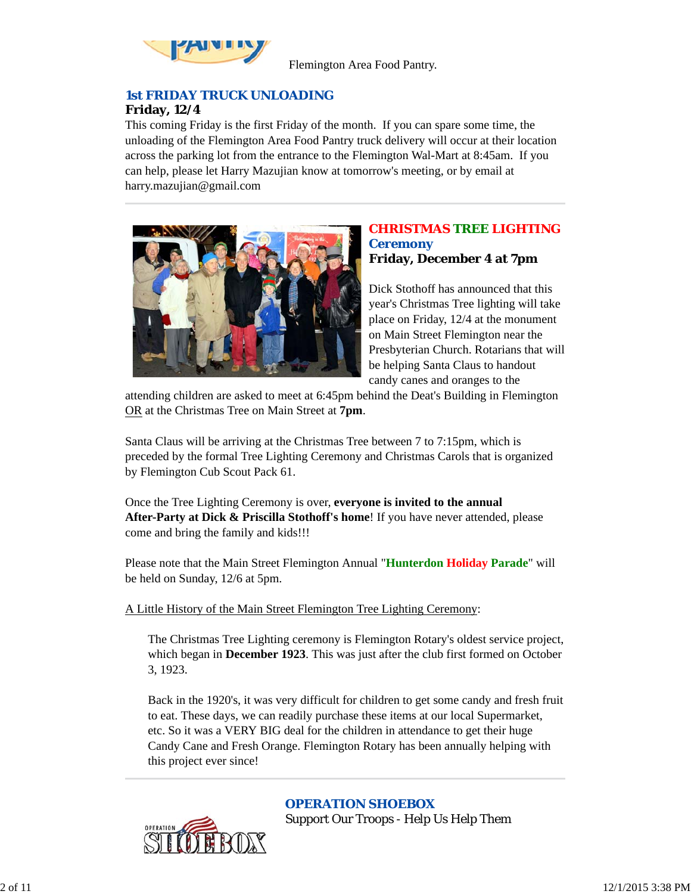Flemington Area Food Pantry.

## 1st FRIDAY TRUCK UNLOADING

**Friday, 12/4**

This coming Friday is the first Friday of the month. If you can spare some time, the unloading of the Flemington Area Food Pantry truck delivery will occur at their location across the parking lot from the entrance to the Flemington Wal-Mart at 8:45am. If you can help, please let Harry Mazujian know at tomorrow's meeting, or by email at harry.mazujian@gmail.com

## CHRISTMAS TREE LIGHTING Ceremony

**Friday, December 4 at 7pm**

Dick Stothoff has announced that this year's Christmas Tree lighting will take place on Friday, 12/4 at the monument on Main Street Flemington near the Presbyterian Church. Rotarians that will be helping Santa Claus to handout candy canes and oranges to the attending children are asked to meet at 6:45pm behind the Deat's Building in Flemington OR at the Christmas Tree on Main Street at **7pm**.

Santa Claus will be arriving at the Christmas Tree between 7 to 7:15pm, which is preceded by the formal Tree Lighting Ceremony and Christmas Carols that is organized by Flemington Cub Scout Pack 61.

Once the Tree Lighting Ceremony is over, **everyone is invited to the annual After-Party at Dick & Priscilla Stothoff's home**! If you have never attended, please come and bring the family and kids!!!

Please note that the Main Street Flemington Annual "**Hunterdon Holiday Parade**" will be held on Sunday, 12/6 at 5pm.

A Little History of the Main Street Flemington Tree Lighting Ceremony:

> The Christmas Tree Lighting ceremony is Flemington Rotary's oldest service project, which began in **December 1923**. This was just after the club first formed on October 3, 1923.
>
> Back in the 1920's, it was very difficult for children to get some candy and fresh fruit to eat. These days, we can readily purchase these items at our local Supermarket, etc. So it was a VERY BIG deal for the children in attendance to get their huge Candy Cane and Fresh Orange. Flemington Rotary has been annually helping with this project ever since!

## OPERATION SHOEBOX

Support Our Troops - Help Us Help Them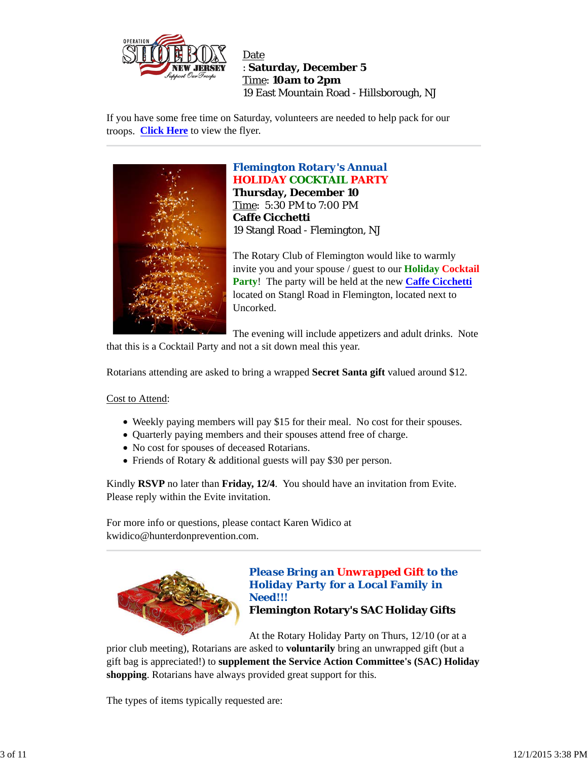Date: **Saturday, December 5**
Time: **10am to 2pm**
19 East Mountain Road - Hillsborough, NJ

If you have some free time on Saturday, volunteers are needed to help pack for our troops. **Click Here** to view the flyer.

---

### Flemington Rotary's Annual
### HOLIDAY COCKTAIL PARTY

**Thursday, December 10**
Time: 5:30 PM to 7:00 PM
**Caffe Cicchetti**
19 Stangl Road - Flemington, NJ

The Rotary Club of Flemington would like to warmly invite you and your spouse / guest to our **Holiday Cocktail Party**! The party will be held at the new **Caffe Cicchetti** located on Stangl Road in Flemington, located next to Uncorked.

The evening will include appetizers and adult drinks. Note that this is a Cocktail Party and not a sit down meal this year.

Rotarians attending are asked to bring a wrapped **Secret Santa gift** valued around $12.

Cost to Attend:

- Weekly paying members will pay $15 for their meal. No cost for their spouses.
- Quarterly paying members and their spouses attend free of charge.
- No cost for spouses of deceased Rotarians.
- Friends of Rotary & additional guests will pay $30 per person.

Kindly **RSVP** no later than **Friday, 12/4**. You should have an invitation from Evite. Please reply within the Evite invitation.

For more info or questions, please contact Karen Widico at kwidico@hunterdonprevention.com.

---

### *Please Bring an Unwrapped Gift to the Holiday Party for a Local Family in Need!!!*

**Flemington Rotary's SAC Holiday Gifts**

At the Rotary Holiday Party on Thurs, 12/10 (or at a prior club meeting), Rotarians are asked to **voluntarily** bring an unwrapped gift (but a gift bag is appreciated!) to **supplement the Service Action Committee's (SAC) Holiday shopping**. Rotarians have always provided great support for this.

The types of items typically requested are: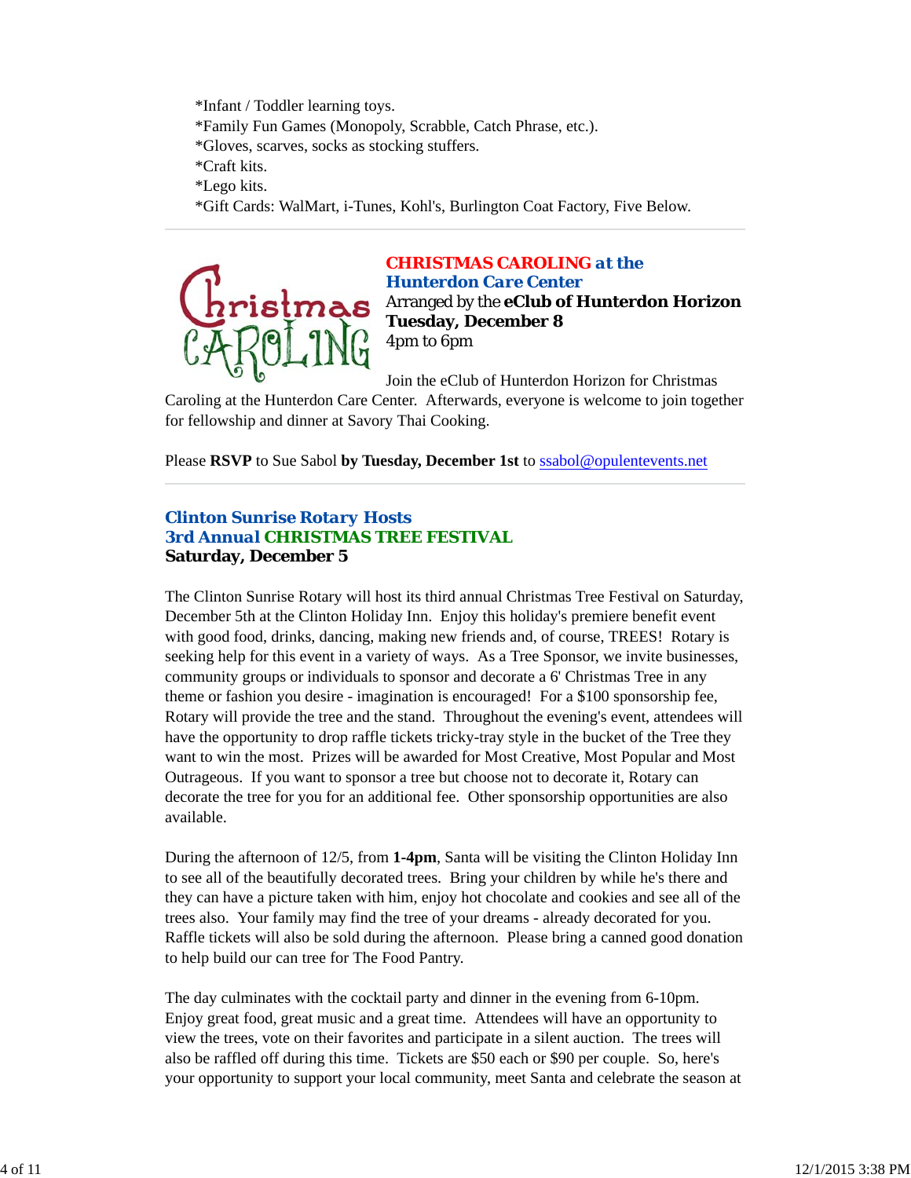*Infant / Toddler learning toys.
*Family Fun Games (Monopoly, Scrabble, Catch Phrase, etc.).
*Gloves, scarves, socks as stocking stuffers.
*Craft kits.
*Lego kits.
*Gift Cards: WalMart, i-Tunes, Kohl's, Burlington Coat Factory, Five Below.

---

### CHRISTMAS CAROLING at the Hunterdon Care Center

Arranged by the **eClub of Hunterdon Horizon**
**Tuesday, December 8**
4pm to 6pm

Join the eClub of Hunterdon Horizon for Christmas Caroling at the Hunterdon Care Center. Afterwards, everyone is welcome to join together for fellowship and dinner at Savory Thai Cooking.

Please **RSVP** to Sue Sabol **by Tuesday, December 1st** to ssabol@opulentevents.net

---

### Clinton Sunrise Rotary Hosts 3rd Annual CHRISTMAS TREE FESTIVAL

**Saturday, December 5**

The Clinton Sunrise Rotary will host its third annual Christmas Tree Festival on Saturday, December 5th at the Clinton Holiday Inn. Enjoy this holiday's premiere benefit event with good food, drinks, dancing, making new friends and, of course, TREES! Rotary is seeking help for this event in a variety of ways. As a Tree Sponsor, we invite businesses, community groups or individuals to sponsor and decorate a 6' Christmas Tree in any theme or fashion you desire - imagination is encouraged! For a $100 sponsorship fee, Rotary will provide the tree and the stand. Throughout the evening's event, attendees will have the opportunity to drop raffle tickets tricky-tray style in the bucket of the Tree they want to win the most. Prizes will be awarded for Most Creative, Most Popular and Most Outrageous. If you want to sponsor a tree but choose not to decorate it, Rotary can decorate the tree for you for an additional fee. Other sponsorship opportunities are also available.

During the afternoon of 12/5, from **1-4pm**, Santa will be visiting the Clinton Holiday Inn to see all of the beautifully decorated trees. Bring your children by while he's there and they can have a picture taken with him, enjoy hot chocolate and cookies and see all of the trees also. Your family may find the tree of your dreams - already decorated for you. Raffle tickets will also be sold during the afternoon. Please bring a canned good donation to help build our can tree for The Food Pantry.

The day culminates with the cocktail party and dinner in the evening from 6-10pm. Enjoy great food, great music and a great time. Attendees will have an opportunity to view the trees, vote on their favorites and participate in a silent auction. The trees will also be raffled off during this time. Tickets are $50 each or $90 per couple. So, here's your opportunity to support your local community, meet Santa and celebrate the season at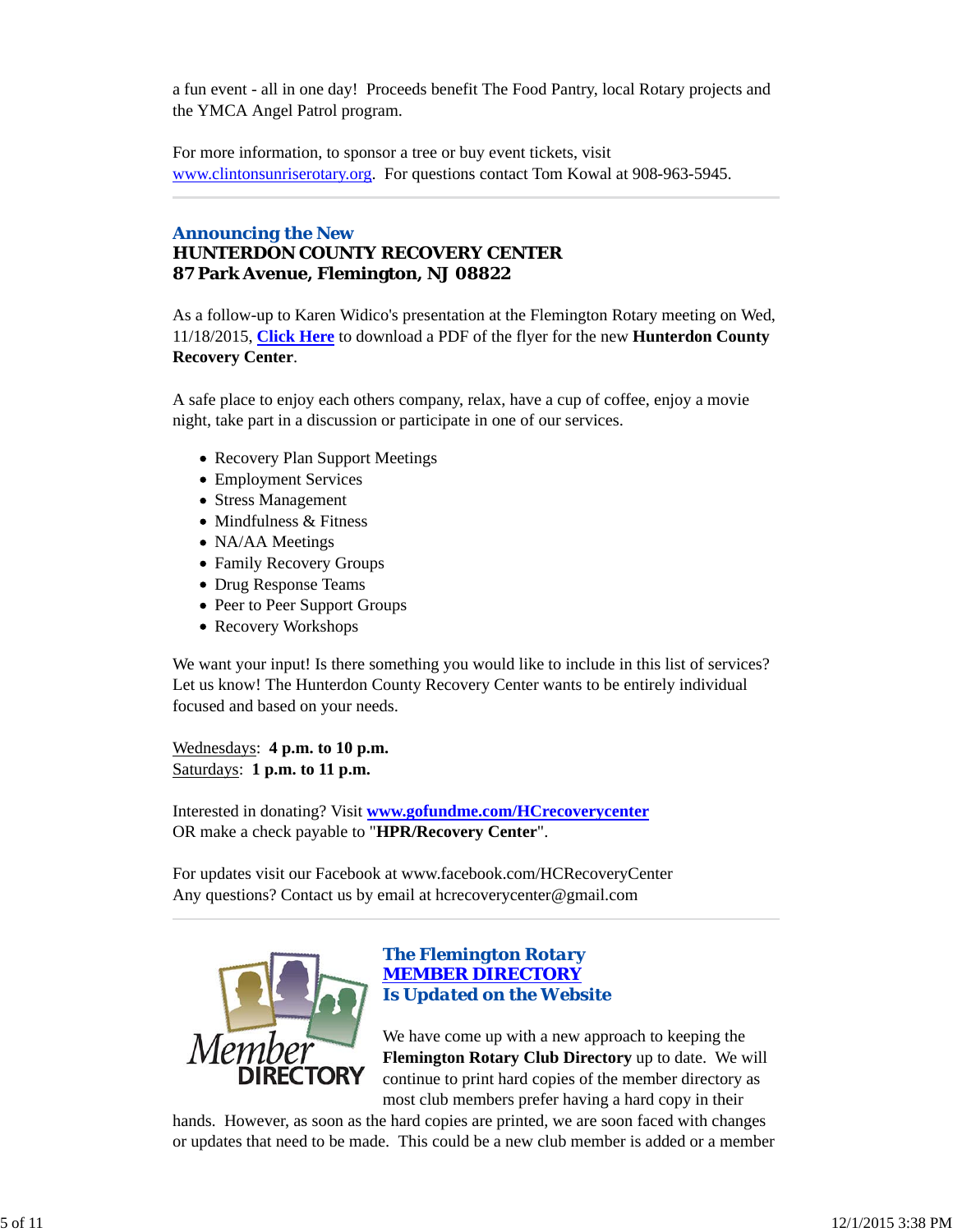a fun event - all in one day! Proceeds benefit The Food Pantry, local Rotary projects and the YMCA Angel Patrol program.

For more information, to sponsor a tree or buy event tickets, visit www.clintonsunriserotary.org. For questions contact Tom Kowal at 908-963-5945.

---

## Announcing the New
**HUNTERDON COUNTY RECOVERY CENTER**
**87 Park Avenue, Flemington, NJ 08822**

As a follow-up to Karen Widico's presentation at the Flemington Rotary meeting on Wed, 11/18/2015, **Click Here** to download a PDF of the flyer for the new **Hunterdon County Recovery Center**.

A safe place to enjoy each others company, relax, have a cup of coffee, enjoy a movie night, take part in a discussion or participate in one of our services.

- Recovery Plan Support Meetings
- Employment Services
- Stress Management
- Mindfulness & Fitness
- NA/AA Meetings
- Family Recovery Groups
- Drug Response Teams
- Peer to Peer Support Groups
- Recovery Workshops

We want your input! Is there something you would like to include in this list of services? Let us know! The Hunterdon County Recovery Center wants to be entirely individual focused and based on your needs.

Wednesdays: **4 p.m. to 10 p.m.**
Saturdays: **1 p.m. to 11 p.m.**

Interested in donating? Visit **www.gofundme.com/HCrecoverycenter**
OR make a check payable to "**HPR/Recovery Center**".

For updates visit our Facebook at www.facebook.com/HCRecoveryCenter
Any questions? Contact us by email at hcrecoverycenter@gmail.com

---

## The Flemington Rotary MEMBER DIRECTORY Is Updated on the Website

We have come up with a new approach to keeping the **Flemington Rotary Club Directory** up to date. We will continue to print hard copies of the member directory as most club members prefer having a hard copy in their hands. However, as soon as the hard copies are printed, we are soon faced with changes or updates that need to be made. This could be a new club member is added or a member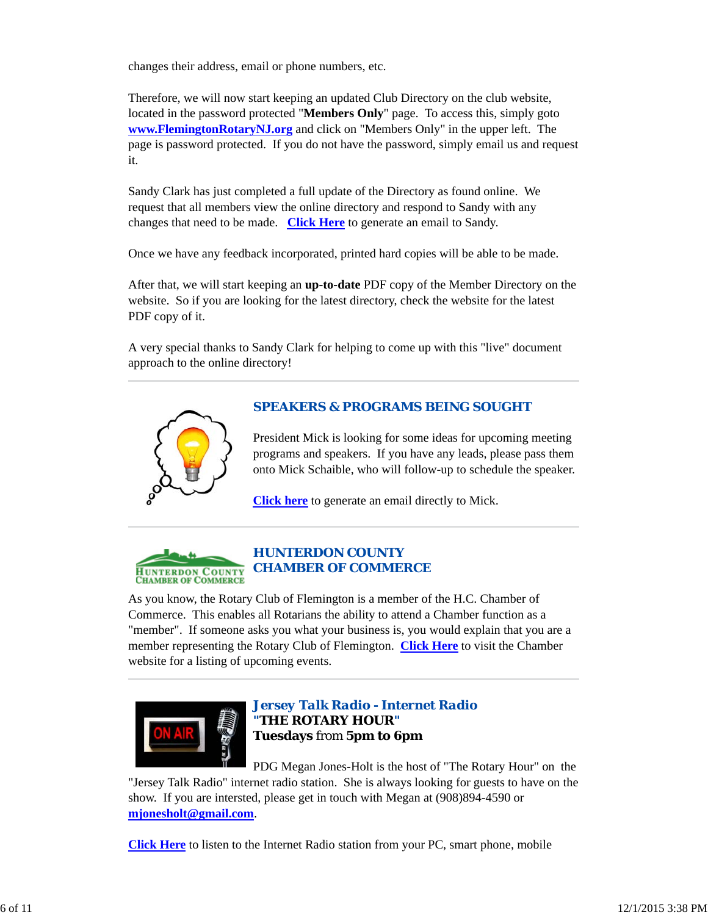changes their address, email or phone numbers, etc.

Therefore, we will now start keeping an updated Club Directory on the club website, located in the password protected "**Members Only**" page. To access this, simply goto **www.FlemingtonRotaryNJ.org** and click on "Members Only" in the upper left. The page is password protected. If you do not have the password, simply email us and request it.

Sandy Clark has just completed a full update of the Directory as found online. We request that all members view the online directory and respond to Sandy with any changes that need to be made. **Click Here** to generate an email to Sandy.

Once we have any feedback incorporated, printed hard copies will be able to be made.

After that, we will start keeping an **up-to-date** PDF copy of the Member Directory on the website. So if you are looking for the latest directory, check the website for the latest PDF copy of it.

A very special thanks to Sandy Clark for helping to come up with this "live" document approach to the online directory!

## SPEAKERS & PROGRAMS BEING SOUGHT

President Mick is looking for some ideas for upcoming meeting programs and speakers. If you have any leads, please pass them onto Mick Schaible, who will follow-up to schedule the speaker.

**Click here** to generate an email directly to Mick.

## HUNTERDON COUNTY CHAMBER OF COMMERCE

As you know, the Rotary Club of Flemington is a member of the H.C. Chamber of Commerce. This enables all Rotarians the ability to attend a Chamber function as a "member". If someone asks you what your business is, you would explain that you are a member representing the Rotary Club of Flemington. **Click Here** to visit the Chamber website for a listing of upcoming events.

## Jersey Talk Radio - Internet Radio

**"THE ROTARY HOUR"**
**Tuesdays** from **5pm to 6pm**

PDG Megan Jones-Holt is the host of "The Rotary Hour" on the "Jersey Talk Radio" internet radio station. She is always looking for guests to have on the show. If you are intersted, please get in touch with Megan at (908)894-4590 or **mjonesholt@gmail.com**.

**Click Here** to listen to the Internet Radio station from your PC, smart phone, mobile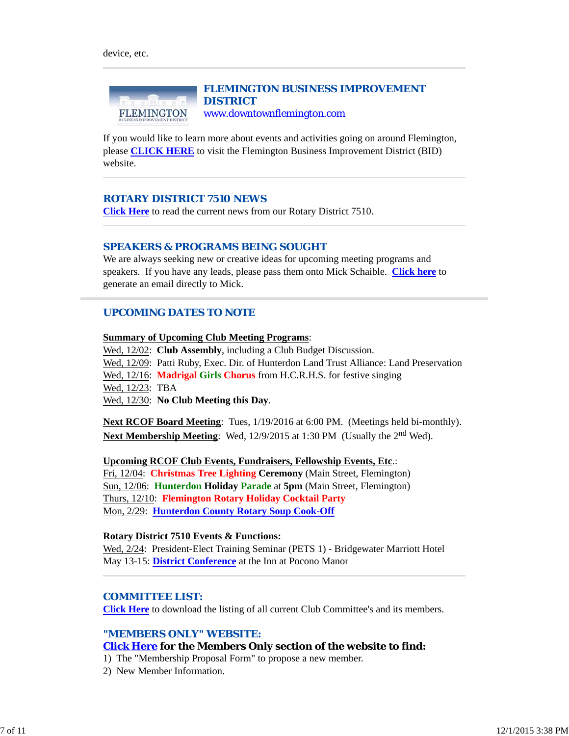device, etc.

---

## FLEMINGTON BUSINESS IMPROVEMENT DISTRICT
www.downtownflemington.com

If you would like to learn more about events and activities going on around Flemington, please **CLICK HERE** to visit the Flemington Business Improvement District (BID) website.

---

## ROTARY DISTRICT 7510 NEWS
**Click Here** to read the current news from our Rotary District 7510.

---

## SPEAKERS & PROGRAMS BEING SOUGHT
We are always seeking new or creative ideas for upcoming meeting programs and speakers. If you have any leads, please pass them onto Mick Schaible. **Click here** to generate an email directly to Mick.

---

## UPCOMING DATES TO NOTE

**Summary of Upcoming Club Meeting Programs**:
Wed, 12/02: **Club Assembly**, including a Club Budget Discussion.
Wed, 12/09: Patti Ruby, Exec. Dir. of Hunterdon Land Trust Alliance: Land Preservation
Wed, 12/16: **Madrigal Girls Chorus** from H.C.R.H.S. for festive singing
Wed, 12/23: TBA
Wed, 12/30: **No Club Meeting this Day**.

**Next RCOF Board Meeting**: Tues, 1/19/2016 at 6:00 PM. (Meetings held bi-monthly).
**Next Membership Meeting**: Wed, 12/9/2015 at 1:30 PM (Usually the 2nd Wed).

**Upcoming RCOF Club Events, Fundraisers, Fellowship Events, Etc**.:
Fri, 12/04: **Christmas Tree Lighting Ceremony** (Main Street, Flemington)
Sun, 12/06: **Hunterdon Holiday Parade** at **5pm** (Main Street, Flemington)
Thurs, 12/10: **Flemington Rotary Holiday Cocktail Party**
Mon, 2/29: **Hunterdon County Rotary Soup Cook-Off**

**Rotary District 7510 Events & Functions:**
Wed, 2/24: President-Elect Training Seminar (PETS 1) - Bridgewater Marriott Hotel
May 13-15: **District Conference** at the Inn at Pocono Manor

---

## COMMITTEE LIST:
**Click Here** to download the listing of all current Club Committee's and its members.

## "MEMBERS ONLY" WEBSITE:
**Click Here for the Members Only section of the website to find:**
1) The "Membership Proposal Form" to propose a new member.
2) New Member Information.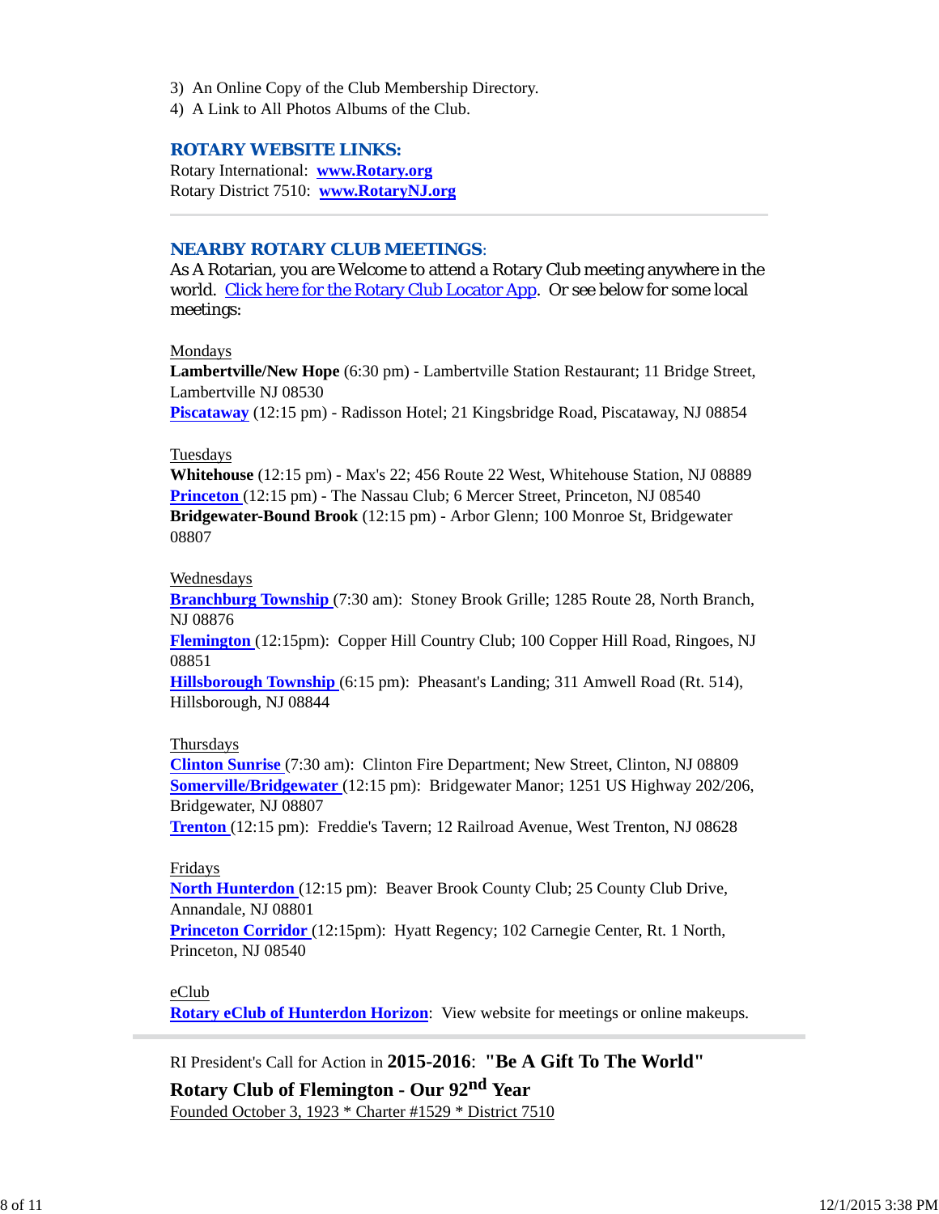3) An Online Copy of the Club Membership Directory.
4) A Link to All Photos Albums of the Club.

### ROTARY WEBSITE LINKS:

Rotary International: **www.Rotary.org**
Rotary District 7510: **www.RotaryNJ.org**

---

### NEARBY ROTARY CLUB MEETINGS:

As A Rotarian, you are Welcome to attend a Rotary Club meeting anywhere in the world. Click here for the Rotary Club Locator App. Or see below for some local meetings:

Mondays
**Lambertville/New Hope** (6:30 pm) - Lambertville Station Restaurant; 11 Bridge Street, Lambertville NJ 08530
**Piscataway** (12:15 pm) - Radisson Hotel; 21 Kingsbridge Road, Piscataway, NJ 08854

Tuesdays
**Whitehouse** (12:15 pm) - Max's 22; 456 Route 22 West, Whitehouse Station, NJ 08889
**Princeton** (12:15 pm) - The Nassau Club; 6 Mercer Street, Princeton, NJ 08540
**Bridgewater-Bound Brook** (12:15 pm) - Arbor Glenn; 100 Monroe St, Bridgewater 08807

Wednesdays
**Branchburg Township** (7:30 am): Stoney Brook Grille; 1285 Route 28, North Branch, NJ 08876
**Flemington** (12:15pm): Copper Hill Country Club; 100 Copper Hill Road, Ringoes, NJ 08851
**Hillsborough Township** (6:15 pm): Pheasant's Landing; 311 Amwell Road (Rt. 514), Hillsborough, NJ 08844

Thursdays
**Clinton Sunrise** (7:30 am): Clinton Fire Department; New Street, Clinton, NJ 08809
**Somerville/Bridgewater** (12:15 pm): Bridgewater Manor; 1251 US Highway 202/206, Bridgewater, NJ 08807
**Trenton** (12:15 pm): Freddie's Tavern; 12 Railroad Avenue, West Trenton, NJ 08628

Fridays
**North Hunterdon** (12:15 pm): Beaver Brook County Club; 25 County Club Drive, Annandale, NJ 08801
**Princeton Corridor** (12:15pm): Hyatt Regency; 102 Carnegie Center, Rt. 1 North, Princeton, NJ 08540

eClub
**Rotary eClub of Hunterdon Horizon**: View website for meetings or online makeups.

---

RI President's Call for Action in **2015-2016**: **"Be A Gift To The World"**

**Rotary Club of Flemington - Our 92nd Year**

Founded October 3, 1923 * Charter #1529 * District 7510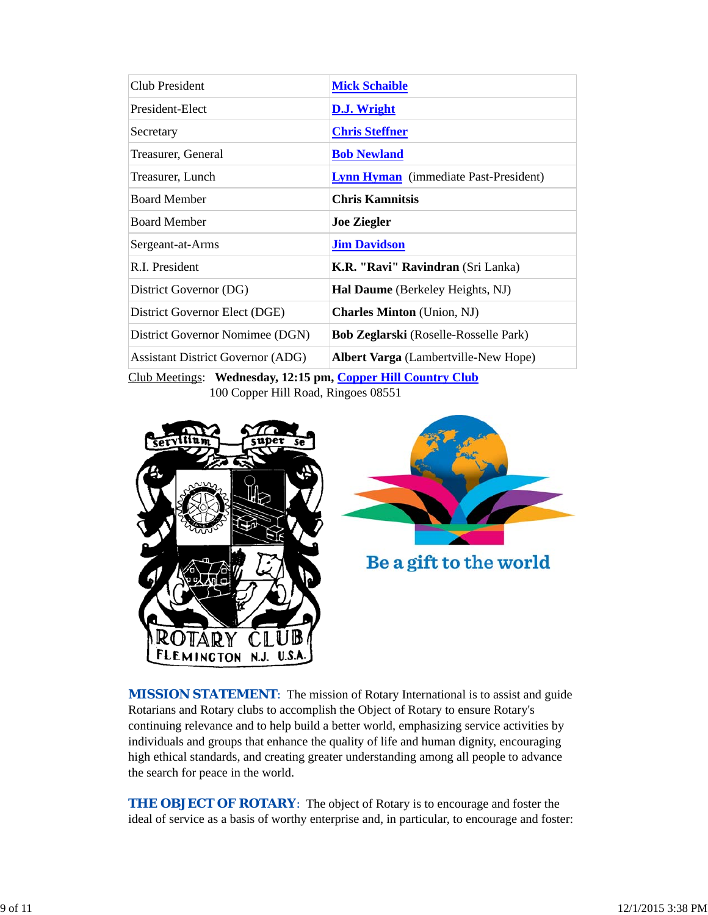| Club President | **Mick Schaible** |
| --- | --- |
| President-Elect | **D.J. Wright** |
| Secretary | **Chris Steffner** |
| Treasurer, General | **Bob Newland** |
| Treasurer, Lunch | **Lynn Hyman** (immediate Past-President) |
| Board Member | **Chris Kamnitsis** |
| Board Member | **Joe Ziegler** |
| Sergeant-at-Arms | **Jim Davidson** |
| R.I. President | **K.R. "Ravi" Ravindran** (Sri Lanka) |
| District Governor (DG) | **Hal Daume** (Berkeley Heights, NJ) |
| District Governor Elect (DGE) | **Charles Minton** (Union, NJ) |
| District Governor Nominee (DGN) | **Bob Zeglarski** (Roselle-Rosselle Park) |
| Assistant District Governor (ADG) | **Albert Varga** (Lambertville-New Hope) |

Club Meetings: **Wednesday, 12:15 pm, Copper Hill Country Club**
100 Copper Hill Road, Ringoes 08551

servitium super se

ROTARY CLUB FLEMINGTON N.J. U.S.A.

Be a gift to the world

**MISSION STATEMENT**: The mission of Rotary International is to assist and guide Rotarians and Rotary clubs to accomplish the Object of Rotary to ensure Rotary's continuing relevance and to help build a better world, emphasizing service activities by individuals and groups that enhance the quality of life and human dignity, encouraging high ethical standards, and creating greater understanding among all people to advance the search for peace in the world.

**THE OBJECT OF ROTARY**: The object of Rotary is to encourage and foster the ideal of service as a basis of worthy enterprise and, in particular, to encourage and foster: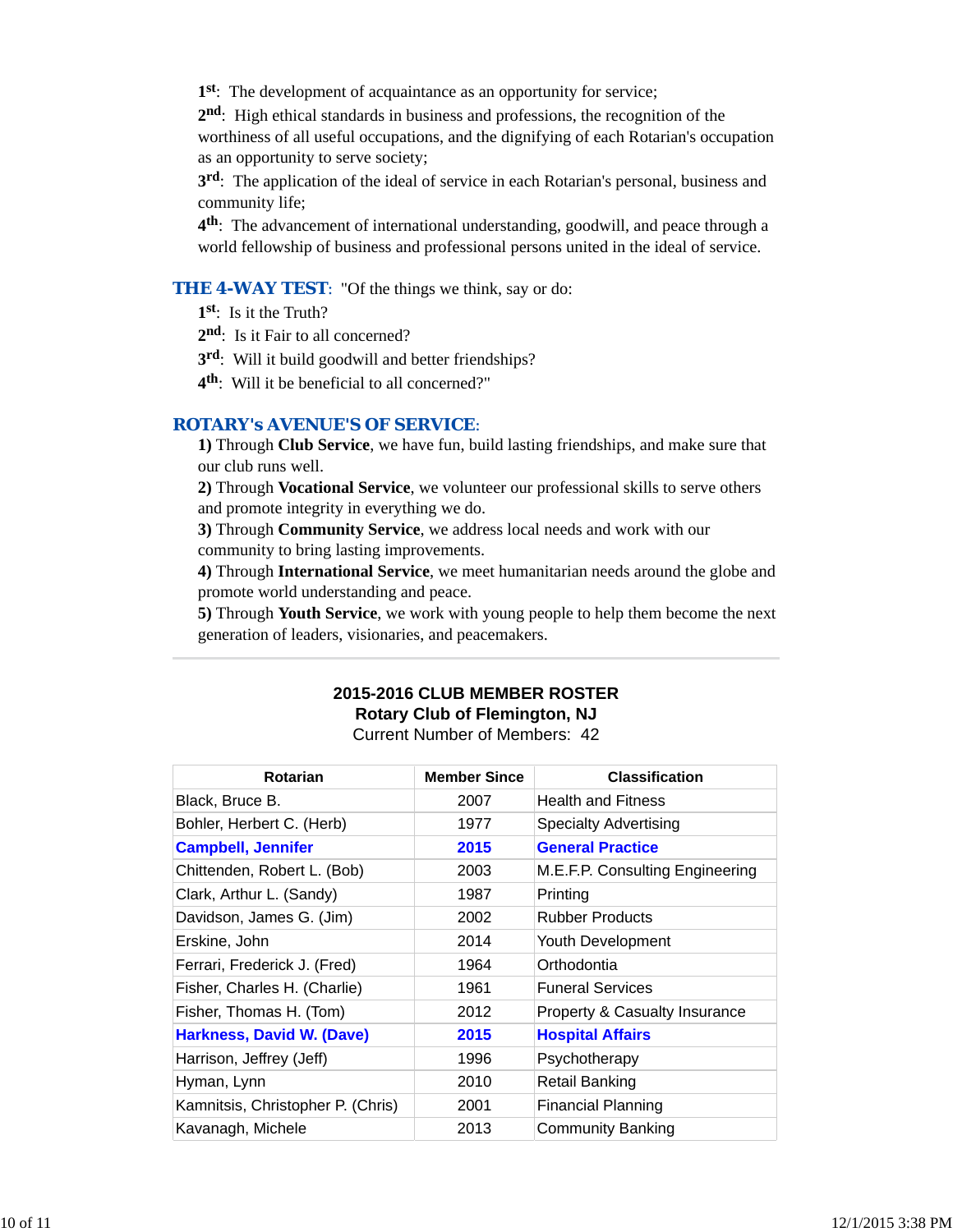1st: The development of acquaintance as an opportunity for service;

2nd: High ethical standards in business and professions, the recognition of the worthiness of all useful occupations, and the dignifying of each Rotarian's occupation as an opportunity to serve society;

3rd: The application of the ideal of service in each Rotarian's personal, business and community life;

4th: The advancement of international understanding, goodwill, and peace through a world fellowship of business and professional persons united in the ideal of service.

**THE 4-WAY TEST**: "Of the things we think, say or do:

1st: Is it the Truth?

2nd: Is it Fair to all concerned?

3rd: Will it build goodwill and better friendships?

4th: Will it be beneficial to all concerned?"

**ROTARY's AVENUE'S OF SERVICE**:

**1)** Through **Club Service**, we have fun, build lasting friendships, and make sure that our club runs well.

**2)** Through **Vocational Service**, we volunteer our professional skills to serve others and promote integrity in everything we do.

**3)** Through **Community Service**, we address local needs and work with our community to bring lasting improvements.

**4)** Through **International Service**, we meet humanitarian needs around the globe and promote world understanding and peace.

**5)** Through **Youth Service**, we work with young people to help them become the next generation of leaders, visionaries, and peacemakers.

---

**2015-2016 CLUB MEMBER ROSTER**
**Rotary Club of Flemington, NJ**
Current Number of Members: 42

| Rotarian | Member Since | Classification |
|---|---|---|
| Black, Bruce B. | 2007 | Health and Fitness |
| Bohler, Herbert C. (Herb) | 1977 | Specialty Advertising |
| **Campbell, Jennifer** | **2015** | **General Practice** |
| Chittenden, Robert L. (Bob) | 2003 | M.E.F.P. Consulting Engineering |
| Clark, Arthur L. (Sandy) | 1987 | Printing |
| Davidson, James G. (Jim) | 2002 | Rubber Products |
| Erskine, John | 2014 | Youth Development |
| Ferrari, Frederick J. (Fred) | 1964 | Orthodontia |
| Fisher, Charles H. (Charlie) | 1961 | Funeral Services |
| Fisher, Thomas H. (Tom) | 2012 | Property & Casualty Insurance |
| **Harkness, David W. (Dave)** | **2015** | **Hospital Affairs** |
| Harrison, Jeffrey (Jeff) | 1996 | Psychotherapy |
| Hyman, Lynn | 2010 | Retail Banking |
| Kamnitsis, Christopher P. (Chris) | 2001 | Financial Planning |
| Kavanagh, Michele | 2013 | Community Banking |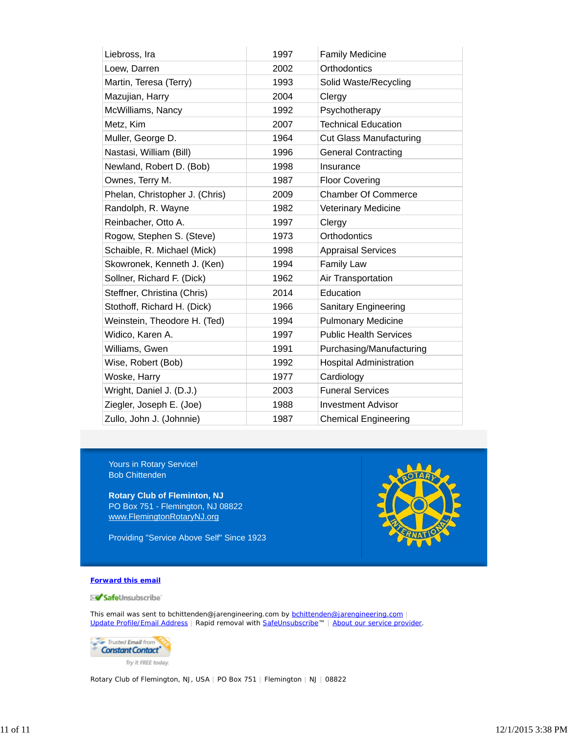| | | |
|---|---|---|
| Liebross, Ira | 1997 | Family Medicine |
| Loew, Darren | 2002 | Orthodontics |
| Martin, Teresa (Terry) | 1993 | Solid Waste/Recycling |
| Mazujian, Harry | 2004 | Clergy |
| McWilliams, Nancy | 1992 | Psychotherapy |
| Metz, Kim | 2007 | Technical Education |
| Muller, George D. | 1964 | Cut Glass Manufacturing |
| Nastasi, William (Bill) | 1996 | General Contracting |
| Newland, Robert D. (Bob) | 1998 | Insurance |
| Ownes, Terry M. | 1987 | Floor Covering |
| Phelan, Christopher J. (Chris) | 2009 | Chamber Of Commerce |
| Randolph, R. Wayne | 1982 | Veterinary Medicine |
| Reinbacher, Otto A. | 1997 | Clergy |
| Rogow, Stephen S. (Steve) | 1973 | Orthodontics |
| Schaible, R. Michael (Mick) | 1998 | Appraisal Services |
| Skowronek, Kenneth J. (Ken) | 1994 | Family Law |
| Sollner, Richard F. (Dick) | 1962 | Air Transportation |
| Steffner, Christina (Chris) | 2014 | Education |
| Stothoff, Richard H. (Dick) | 1966 | Sanitary Engineering |
| Weinstein, Theodore H. (Ted) | 1994 | Pulmonary Medicine |
| Widico, Karen A. | 1997 | Public Health Services |
| Williams, Gwen | 1991 | Purchasing/Manufacturing |
| Wise, Robert (Bob) | 1992 | Hospital Administration |
| Woske, Harry | 1977 | Cardiology |
| Wright, Daniel J. (D.J.) | 2003 | Funeral Services |
| Ziegler, Joseph E. (Joe) | 1988 | Investment Advisor |
| Zullo, John J. (Johnnie) | 1987 | Chemical Engineering |

Yours in Rotary Service!
Bob Chittenden

**Rotary Club of Flemington, NJ**
PO Box 751 - Flemington, NJ 08822
www.FlemingtonRotaryNJ.org

Providing "Service Above Self" Since 1923

**Forward this email**

SafeUnsubscribe

This email was sent to bchittenden@jarengineering.com by bchittenden@jarengineering.com | Update Profile/Email Address | Rapid removal with SafeUnsubscribe™ | About our service provider.

Trusted Email from Constant Contact FREE
Try it FREE today.

Rotary Club of Flemington, NJ, USA | PO Box 751 | Flemington | NJ | 08822